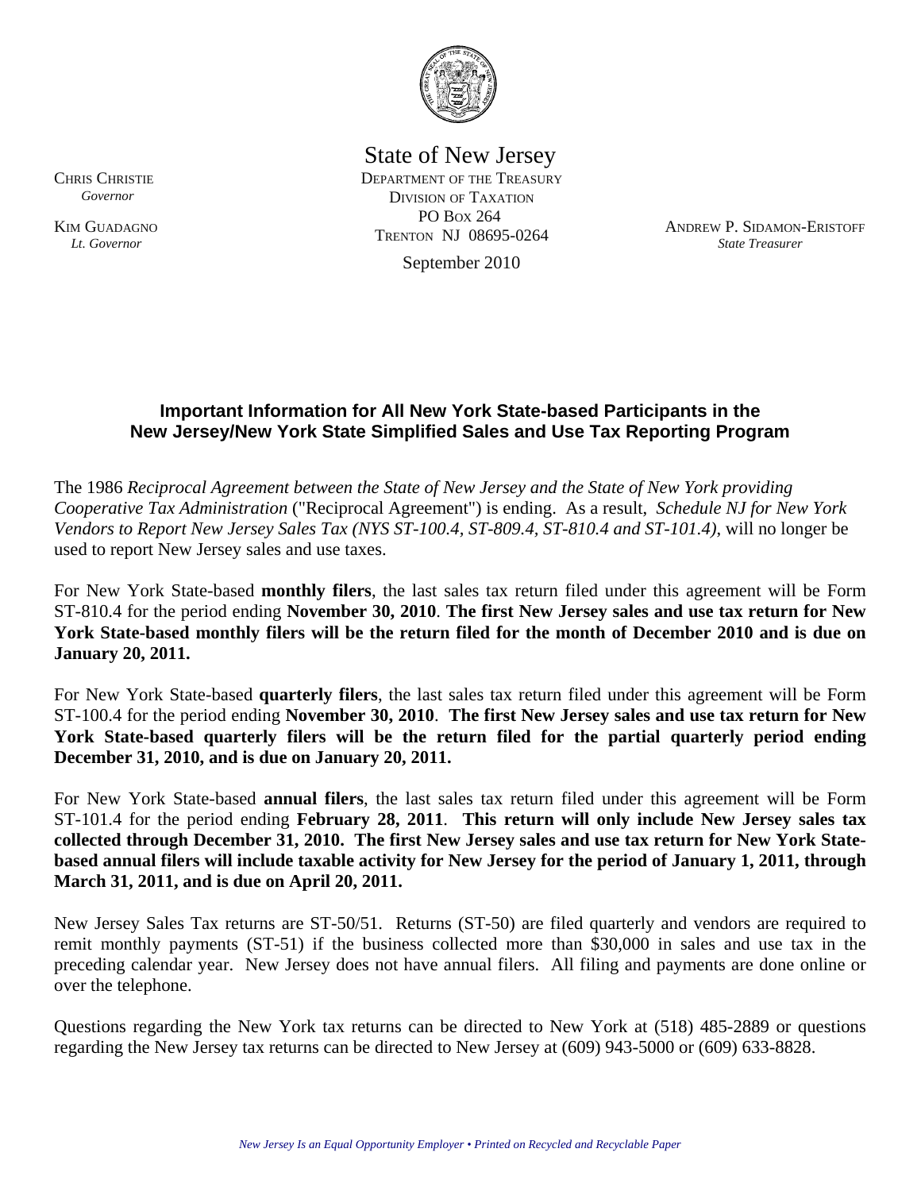State of New Jersey
DEPARTMENT OF THE TREASURY
DIVISION OF TAXATION
PO BOX 264
TRENTON NJ 08695-0264

CHRIS CHRISTIE
*Governor*

KIM GUADAGNO
*Lt. Governor*

ANDREW P. SIDAMON-ERISTOFF
*State Treasurer*

September 2010

## Important Information for All New York State-based Participants in the New Jersey/New York State Simplified Sales and Use Tax Reporting Program

The 1986 *Reciprocal Agreement between the State of New Jersey and the State of New York providing Cooperative Tax Administration* ("Reciprocal Agreement") is ending. As a result, *Schedule NJ for New York Vendors to Report New Jersey Sales Tax (NYS ST-100.4, ST-809.4, ST-810.4 and ST-101.4)*, will no longer be used to report New Jersey sales and use taxes.

For New York State-based **monthly filers**, the last sales tax return filed under this agreement will be Form ST-810.4 for the period ending **November 30, 2010**. **The first New Jersey sales and use tax return for New York State-based monthly filers will be the return filed for the month of December 2010 and is due on January 20, 2011.**

For New York State-based **quarterly filers**, the last sales tax return filed under this agreement will be Form ST-100.4 for the period ending **November 30, 2010**. **The first New Jersey sales and use tax return for New York State-based quarterly filers will be the return filed for the partial quarterly period ending December 31, 2010, and is due on January 20, 2011.**

For New York State-based **annual filers**, the last sales tax return filed under this agreement will be Form ST-101.4 for the period ending **February 28, 2011**. **This return will only include New Jersey sales tax collected through December 31, 2010. The first New Jersey sales and use tax return for New York State-based annual filers will include taxable activity for New Jersey for the period of January 1, 2011, through March 31, 2011, and is due on April 20, 2011.**

New Jersey Sales Tax returns are ST-50/51. Returns (ST-50) are filed quarterly and vendors are required to remit monthly payments (ST-51) if the business collected more than $30,000 in sales and use tax in the preceding calendar year. New Jersey does not have annual filers. All filing and payments are done online or over the telephone.

Questions regarding the New York tax returns can be directed to New York at (518) 485-2889 or questions regarding the New Jersey tax returns can be directed to New Jersey at (609) 943-5000 or (609) 633-8828.

*New Jersey Is an Equal Opportunity Employer • Printed on Recycled and Recyclable Paper*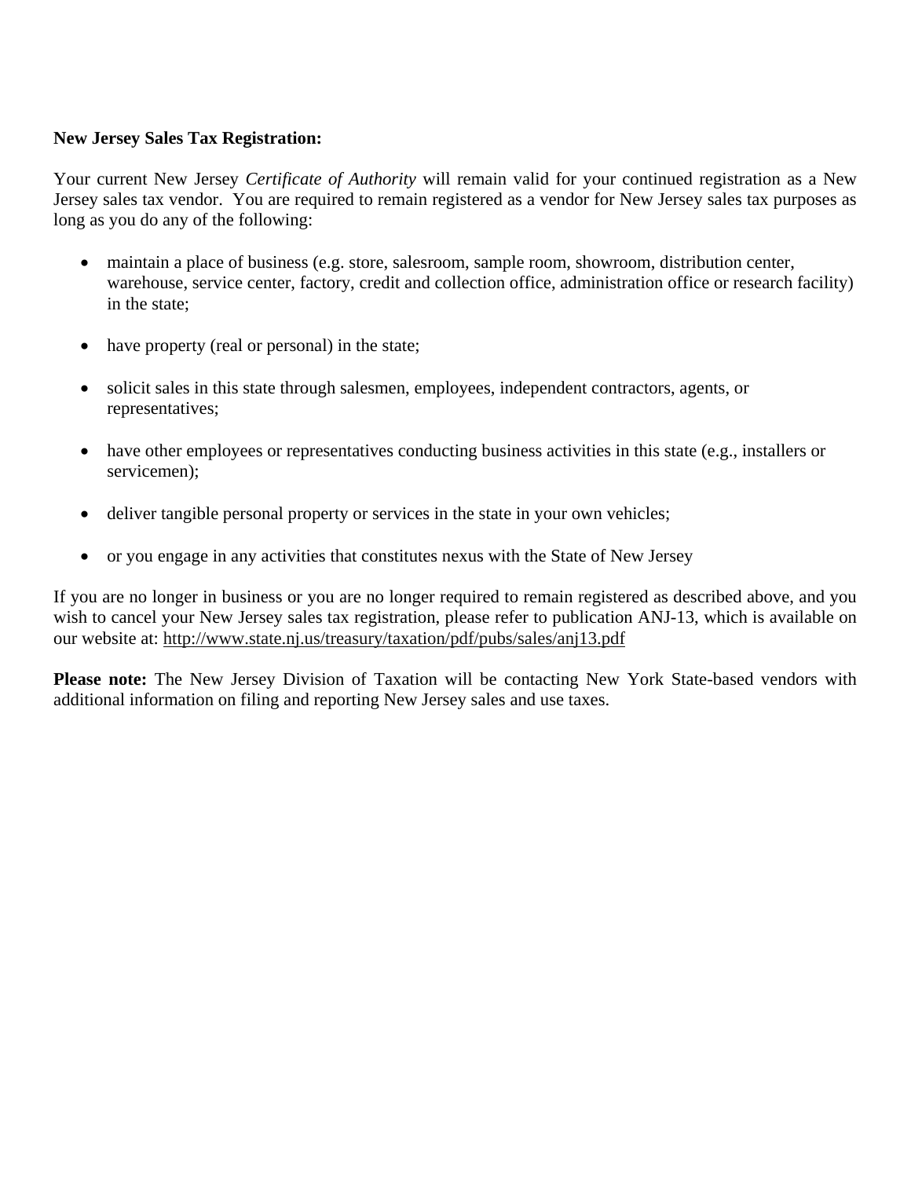**New Jersey Sales Tax Registration:**

Your current New Jersey *Certificate of Authority* will remain valid for your continued registration as a New Jersey sales tax vendor. You are required to remain registered as a vendor for New Jersey sales tax purposes as long as you do any of the following:

- maintain a place of business (e.g. store, salesroom, sample room, showroom, distribution center, warehouse, service center, factory, credit and collection office, administration office or research facility) in the state;
- have property (real or personal) in the state;
- solicit sales in this state through salesmen, employees, independent contractors, agents, or representatives;
- have other employees or representatives conducting business activities in this state (e.g., installers or servicemen);
- deliver tangible personal property or services in the state in your own vehicles;
- or you engage in any activities that constitutes nexus with the State of New Jersey

If you are no longer in business or you are no longer required to remain registered as described above, and you wish to cancel your New Jersey sales tax registration, please refer to publication ANJ-13, which is available on our website at: http://www.state.nj.us/treasury/taxation/pdf/pubs/sales/anj13.pdf

**Please note:** The New Jersey Division of Taxation will be contacting New York State-based vendors with additional information on filing and reporting New Jersey sales and use taxes.